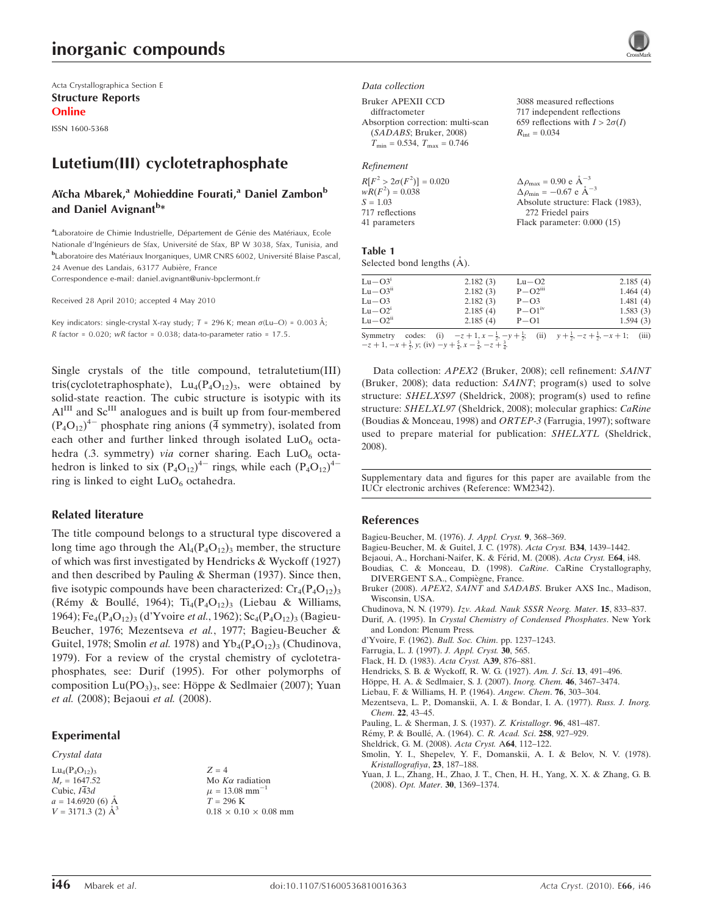Acta Crystallographica Section E

**Structure Reports**

**Online**

ISSN 1600-5368

# Lutetium(III) cyclotetraphosphate

**Aïcha Mbarek,[a] Mohieddine Fourati,[a] Daniel Zambon[b] and Daniel Avignant[b]***

[a]Laboratoire de Chimie Industrielle, Département de Génie des Matériaux, Ecole Nationale d'Ingénieurs de Sfax, Université de Sfax, BP W 3038, Sfax, Tunisia, and [b]Laboratoire des Matériaux Inorganiques, UMR CNRS 6002, Université Blaise Pascal, 24 Avenue des Landais, 63177 Aubière, France

Correspondence e-mail: daniel.avignant@univ-bpclermont.fr

Received 28 April 2010; accepted 4 May 2010

Key indicators: single-crystal X-ray study; $T$ = 296 K; mean $\sigma$(Lu–O) = 0.003 Å; $R$ factor = 0.020; $wR$ factor = 0.038; data-to-parameter ratio = 17.5.

Single crystals of the title compound, tetralutetium(III) tris(cyclotetraphosphate), $Lu_4(P_4O_{12})_3$, were obtained by solid-state reaction. The cubic structure is isotypic with its $Al^{III}$ and $Sc^{III}$ analogues and is built up from four-membered $(P_4O_{12})^{4-}$ phosphate ring anions ($\bar{4}$ symmetry), isolated from each other and further linked through isolated $LuO_6$ octahedra (.3. symmetry) *via* corner sharing. Each $LuO_6$ octahedron is linked to six $(P_4O_{12})^{4-}$ rings, while each $(P_4O_{12})^{4-}$ ring is linked to eight $LuO_6$ octahedra.

## Related literature

The title compound belongs to a structural type discovered a long time ago through the $Al_4(P_4O_{12})_3$ member, the structure of which was first investigated by Hendricks & Wyckoff (1927) and then described by Pauling & Sherman (1937). Since then, five isotypic compounds have been characterized: $Cr_4(P_4O_{12})_3$ (Rémy & Boullé, 1964); $Ti_4(P_4O_{12})_3$ (Liebau & Williams, 1964); $Fe_4(P_4O_{12})_3$ (d'Yvoire *et al.*, 1962); $Sc_4(P_4O_{12})_3$ (Bagieu-Beucher, 1976; Mezentseva *et al.*, 1977; Bagieu-Beucher & Guitel, 1978; Smolin *et al.* 1978) and $Yb_4(P_4O_{12})_3$ (Chudinova, 1979). For a review of the crystal chemistry of cyclotetraphosphates, see: Durif (1995). For other polymorphs of composition $Lu(PO_3)_3$, see: Höppe & Sedlmaier (2007); Yuan *et al.* (2008); Bejaoui *et al.* (2008).

## Experimental

### Crystal data

$Lu_4(P_4O_{12})_3$
$M_r$ = 1647.52
Cubic, $I\bar{4}3d$
$a$ = 14.6920 (6) Å
$V$ = 3171.3 (2) Å$^3$
$Z$ = 4
Mo $K\alpha$ radiation
$\mu$ = 13.08 mm$^{-1}$
$T$ = 296 K
0.18 × 0.10 × 0.08 mm

### Data collection

Bruker APEXII CCD diffractometer
Absorption correction: multi-scan (*SADABS*; Bruker, 2008)
$T_{min}$ = 0.534, $T_{max}$ = 0.746
3088 measured reflections
717 independent reflections
659 reflections with $I > 2\sigma(I)$
$R_{int}$ = 0.034

### Refinement

$R[F^2 > 2\sigma(F^2)]$ = 0.020
$wR(F^2)$ = 0.038
$S$ = 1.03
717 reflections
41 parameters
$\Delta\rho_{max}$ = 0.90 e Å$^{-3}$
$\Delta\rho_{min}$ = −0.67 e Å$^{-3}$
Absolute structure: Flack (1983), 272 Friedel pairs
Flack parameter: 0.000 (15)

**Table 1**
Selected bond lengths (Å).

| | | | |
|---|---|---|---|
| Lu—O3$^i$ | 2.182 (3) | Lu—O2 | 2.185 (4) |
| Lu—O3$^{ii}$ | 2.182 (3) | P—O2$^{iii}$ | 1.464 (4) |
| Lu—O3 | 2.182 (3) | P—O3 | 1.481 (4) |
| Lu—O2$^i$ | 2.185 (4) | P—O1$^{iv}$ | 1.583 (3) |
| Lu—O2$^{ii}$ | 2.185 (4) | P—O1 | 1.594 (3) |

Symmetry codes: (i) $-z+1, x-\frac{1}{2}, -y+\frac{1}{2}$; (ii) $y+\frac{1}{2}, -z+\frac{1}{2}, -x+1$; (iii) $-z+1, -x+\frac{3}{2}, y$; (iv) $-y+\frac{5}{4}, x-\frac{1}{4}, -z+\frac{3}{4}$.

Data collection: *APEX2* (Bruker, 2008); cell refinement: *SAINT* (Bruker, 2008); data reduction: *SAINT*; program(s) used to solve structure: *SHELXS97* (Sheldrick, 2008); program(s) used to refine structure: *SHELXL97* (Sheldrick, 2008); molecular graphics: *CaRine* (Boudias & Monceau, 1998) and *ORTEP-3* (Farrugia, 1997); software used to prepare material for publication: *SHELXTL* (Sheldrick, 2008).

Supplementary data and figures for this paper are available from the IUCr electronic archives (Reference: WM2342).

## References

Bagieu-Beucher, M. (1976). *J. Appl. Cryst.* **9**, 368–369.
Bagieu-Beucher, M. & Guitel, J. C. (1978). *Acta Cryst.* B**34**, 1439–1442.
Bejaoui, A., Horchani-Naifer, K. & Férid, M. (2008). *Acta Cryst.* E**64**, i48.
Boudias, C. & Monceau, D. (1998). *CaRine*. CaRine Crystallography, DIVERGENT S.A., Compiègne, France.
Bruker (2008). *APEX2*, *SAINT* and *SADABS*. Bruker AXS Inc., Madison, Wisconsin, USA.
Chudinova, N. N. (1979). *Izv. Akad. Nauk SSSR Neorg. Mater.* **15**, 833–837.
Durif, A. (1995). In *Crystal Chemistry of Condensed Phosphates*. New York and London: Plenum Press.
d'Yvoire, F. (1962). *Bull. Soc. Chim.* pp. 1237–1243.
Farrugia, L. J. (1997). *J. Appl. Cryst.* **30**, 565.
Flack, H. D. (1983). *Acta Cryst.* A**39**, 876–881.
Hendricks, S. B. & Wyckoff, R. W. G. (1927). *Am. J. Sci.* **13**, 491–496.
Höppe, H. A. & Sedlmaier, S. J. (2007). *Inorg. Chem.* **46**, 3467–3474.
Liebau, F. & Williams, H. P. (1964). *Angew. Chem.* **76**, 303–304.
Mezentseva, L. P., Domanskii, A. I. & Bondar, I. A. (1977). *Russ. J. Inorg. Chem.* **22**, 43–45.
Pauling, L. & Sherman, J. S. (1937). *Z. Kristallogr.* **96**, 481–487.
Rémy, P. & Boullé, A. (1964). *C. R. Acad. Sci.* **258**, 927–929.
Sheldrick, G. M. (2008). *Acta Cryst.* A**64**, 112–122.
Smolin, Y. I., Shepelev, Y. F., Domanskii, A. I. & Belov, N. V. (1978). *Kristallografiya*, **23**, 187–188.
Yuan, J. L., Zhang, H., Zhao, J. T., Chen, H. H., Yang, X. X. & Zhang, G. B. (2008). *Opt. Mater.* **30**, 1369–1374.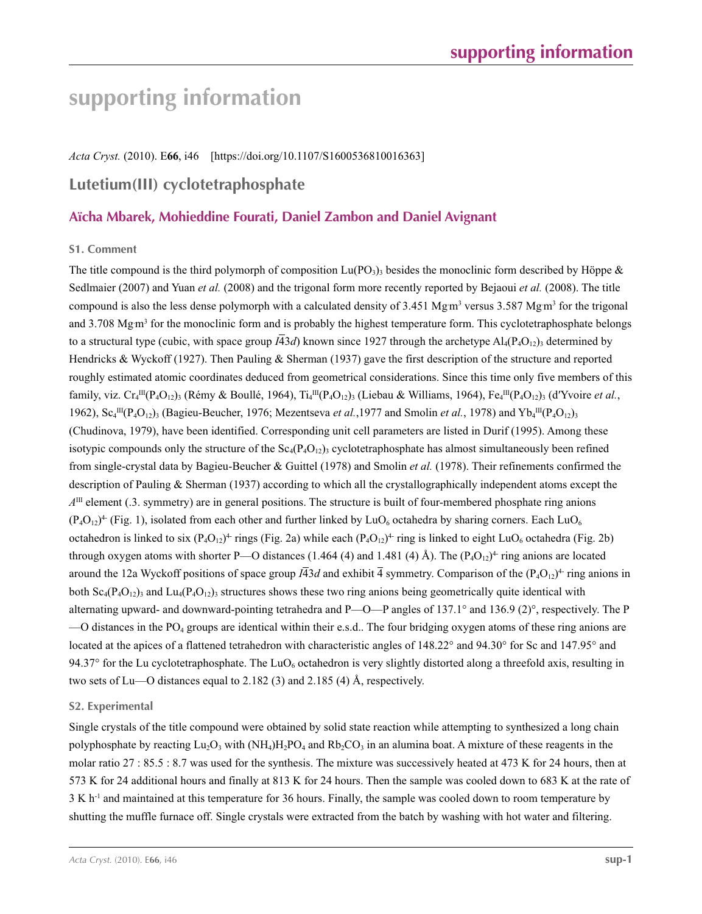# supporting information

*Acta Cryst.* (2010). E**66**, i46 [https://doi.org/10.1107/S1600536810016363]

## Lutetium(III) cyclotetraphosphate

### Aïcha Mbarek, Mohieddine Fourati, Daniel Zambon and Daniel Avignant

#### S1. Comment

The title compound is the third polymorph of composition $Lu(PO_3)_3$ besides the monoclinic form described by Höppe & Sedlmaier (2007) and Yuan *et al.* (2008) and the trigonal form more recently reported by Bejaoui *et al.* (2008). The title compound is also the less dense polymorph with a calculated density of 3.451 Mg m$^3$ versus 3.587 Mg m$^3$ for the trigonal and 3.708 Mg m$^3$ for the monoclinic form and is probably the highest temperature form. This cyclotetraphosphate belongs to a structural type (cubic, with space group $I\overline{4}3d$) known since 1927 through the archetype $Al_4(P_4O_{12})_3$ determined by Hendricks & Wyckoff (1927). Then Pauling & Sherman (1937) gave the first description of the structure and reported roughly estimated atomic coordinates deduced from geometrical considerations. Since this time only five members of this family, viz. $Cr_4^{III}(P_4O_{12})_3$ (Rémy & Boullé, 1964), $Ti_4^{III}(P_4O_{12})_3$ (Liebau & Williams, 1964), $Fe_4^{III}(P_4O_{12})_3$ (d′Yvoire *et al.*, 1962), $Sc_4^{III}(P_4O_{12})_3$ (Bagieu-Beucher, 1976; Mezentseva *et al.*,1977 and Smolin *et al.*, 1978) and $Yb_4^{III}(P_4O_{12})_3$ (Chudinova, 1979), have been identified. Corresponding unit cell parameters are listed in Durif (1995). Among these isotypic compounds only the structure of the $Sc_4(P_4O_{12})_3$ cyclotetraphosphate has almost simultaneously been refined from single-crystal data by Bagieu-Beucher & Guittel (1978) and Smolin *et al.* (1978). Their refinements confirmed the description of Pauling & Sherman (1937) according to which all the crystallographically independent atoms except the $A^{III}$ element (.3. symmetry) are in general positions. The structure is built of four-membered phosphate ring anions $(P_4O_{12})^{4-}$ (Fig. 1), isolated from each other and further linked by $LuO_6$ octahedra by sharing corners. Each $LuO_6$ octahedron is linked to six $(P_4O_{12})^{4-}$ rings (Fig. 2a) while each $(P_4O_{12})^{4-}$ ring is linked to eight $LuO_6$ octahedra (Fig. 2b) through oxygen atoms with shorter P—O distances (1.464 (4) and 1.481 (4) Å). The $(P_4O_{12})^{4-}$ ring anions are located around the 12a Wyckoff positions of space group $I\overline{4}3d$ and exhibit $\overline{4}$ symmetry. Comparison of the $(P_4O_{12})^{4-}$ ring anions in both $Sc_4(P_4O_{12})_3$ and $Lu_4(P_4O_{12})_3$ structures shows these two ring anions being geometrically quite identical with alternating upward- and downward-pointing tetrahedra and P—O—P angles of 137.1° and 136.9 (2)°, respectively. The P—O distances in the $PO_4$ groups are identical within their e.s.d.. The four bridging oxygen atoms of these ring anions are located at the apices of a flattened tetrahedron with characteristic angles of 148.22° and 94.30° for Sc and 147.95° and 94.37° for the Lu cyclotetraphosphate. The $LuO_6$ octahedron is very slightly distorted along a threefold axis, resulting in two sets of Lu—O distances equal to 2.182 (3) and 2.185 (4) Å, respectively.

#### S2. Experimental

Single crystals of the title compound were obtained by solid state reaction while attempting to synthesized a long chain polyphosphate by reacting $Lu_2O_3$ with $(NH_4)H_2PO_4$ and $Rb_2CO_3$ in an alumina boat. A mixture of these reagents in the molar ratio 27 : 85.5 : 8.7 was used for the synthesis. The mixture was successively heated at 473 K for 24 hours, then at 573 K for 24 additional hours and finally at 813 K for 24 hours. Then the sample was cooled down to 683 K at the rate of 3 K h$^{-1}$ and maintained at this temperature for 36 hours. Finally, the sample was cooled down to room temperature by shutting the muffle furnace off. Single crystals were extracted from the batch by washing with hot water and filtering.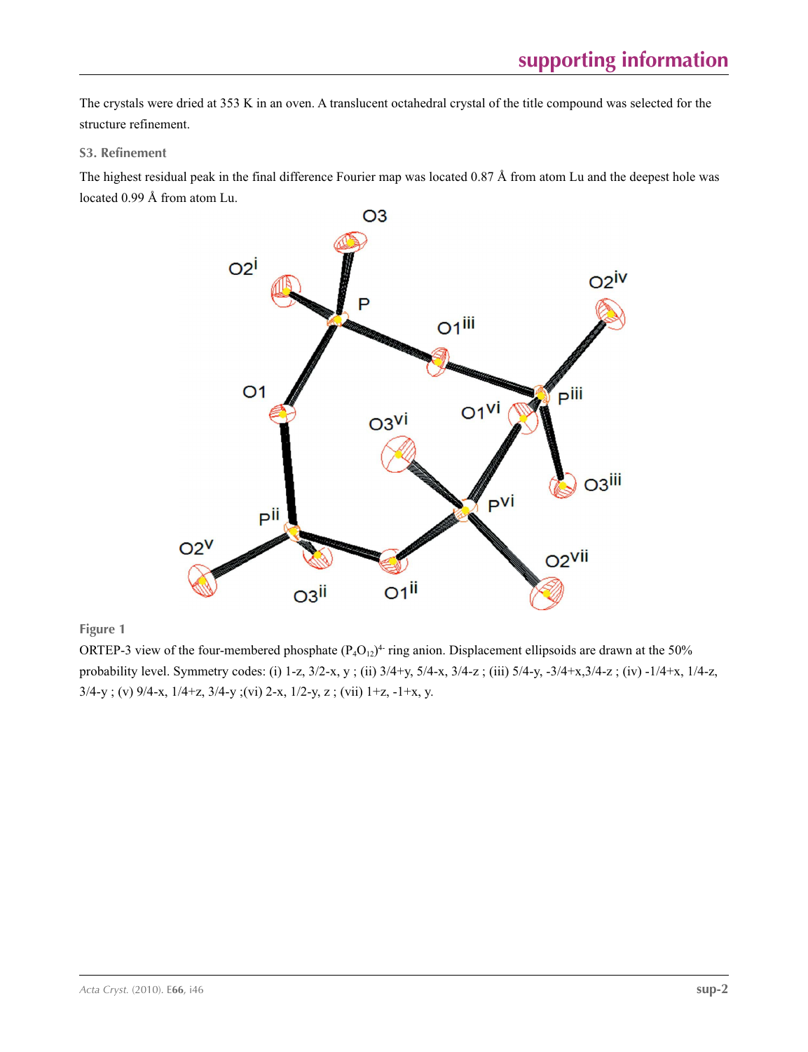The crystals were dried at 353 K in an oven. A translucent octahedral crystal of the title compound was selected for the structure refinement.

### S3. Refinement

The highest residual peak in the final difference Fourier map was located 0.87 Å from atom Lu and the deepest hole was located 0.99 Å from atom Lu.

**Figure 1**

ORTEP-3 view of the four-membered phosphate $(P_4O_{12})^{4-}$ ring anion. Displacement ellipsoids are drawn at the 50% probability level. Symmetry codes: (i) 1-z, 3/2-x, y ; (ii) 3/4+y, 5/4-x, 3/4-z ; (iii) 5/4-y, -3/4+x,3/4-z ; (iv) -1/4+x, 1/4-z, 3/4-y ; (v) 9/4-x, 1/4+z, 3/4-y ;(vi) 2-x, 1/2-y, z ; (vii) 1+z, -1+x, y.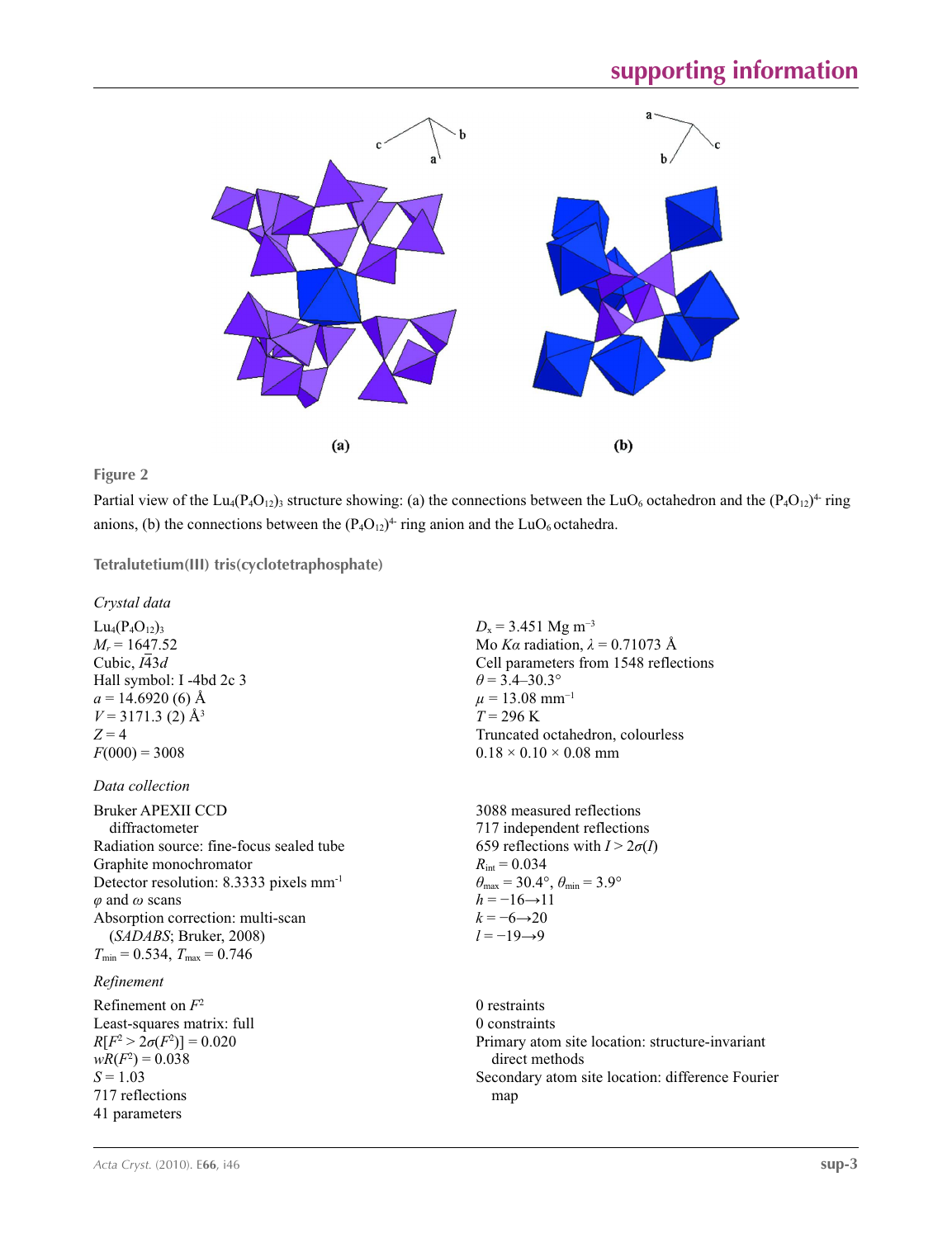**Figure 2**

Partial view of the $Lu_4(P_4O_{12})_3$ structure showing: (a) the connections between the $LuO_6$ octahedron and the $(P_4O_{12})^{4-}$ ring anions, (b) the connections between the $(P_4O_{12})^{4-}$ ring anion and the $LuO_6$ octahedra.

**Tetralutetium(III) tris(cyclotetraphosphate)**

*Crystal data*

$Lu_4(P_4O_{12})_3$
$M_r = 1647.52$
Cubic, $I\bar{4}3d$
Hall symbol: I -4bd 2c 3
$a = 14.6920$ (6) Å
$V = 3171.3$ (2) Å$^3$
$Z = 4$
$F(000) = 3008$
$D_x = 3.451$ Mg m$^{-3}$
Mo $K\alpha$ radiation, $\lambda = 0.71073$ Å
Cell parameters from 1548 reflections
$\theta = 3.4$–$30.3°$
$\mu = 13.08$ mm$^{-1}$
$T = 296$ K
Truncated octahedron, colourless
$0.18 \times 0.10 \times 0.08$ mm

*Data collection*

Bruker APEXII CCD diffractometer
Radiation source: fine-focus sealed tube
Graphite monochromator
Detector resolution: 8.3333 pixels mm$^{-1}$
$\varphi$ and $\omega$ scans
Absorption correction: multi-scan (*SADABS*; Bruker, 2008)
$T_{min} = 0.534$, $T_{max} = 0.746$
3088 measured reflections
717 independent reflections
659 reflections with $I > 2\sigma(I)$
$R_{int} = 0.034$
$\theta_{max} = 30.4°$, $\theta_{min} = 3.9°$
$h = -16 \rightarrow 11$
$k = -6 \rightarrow 20$
$l = -19 \rightarrow 9$

*Refinement*

Refinement on $F^2$
Least-squares matrix: full
$R[F^2 > 2\sigma(F^2)] = 0.020$
$wR(F^2) = 0.038$
$S = 1.03$
717 reflections
41 parameters
0 restraints
0 constraints
Primary atom site location: structure-invariant direct methods
Secondary atom site location: difference Fourier map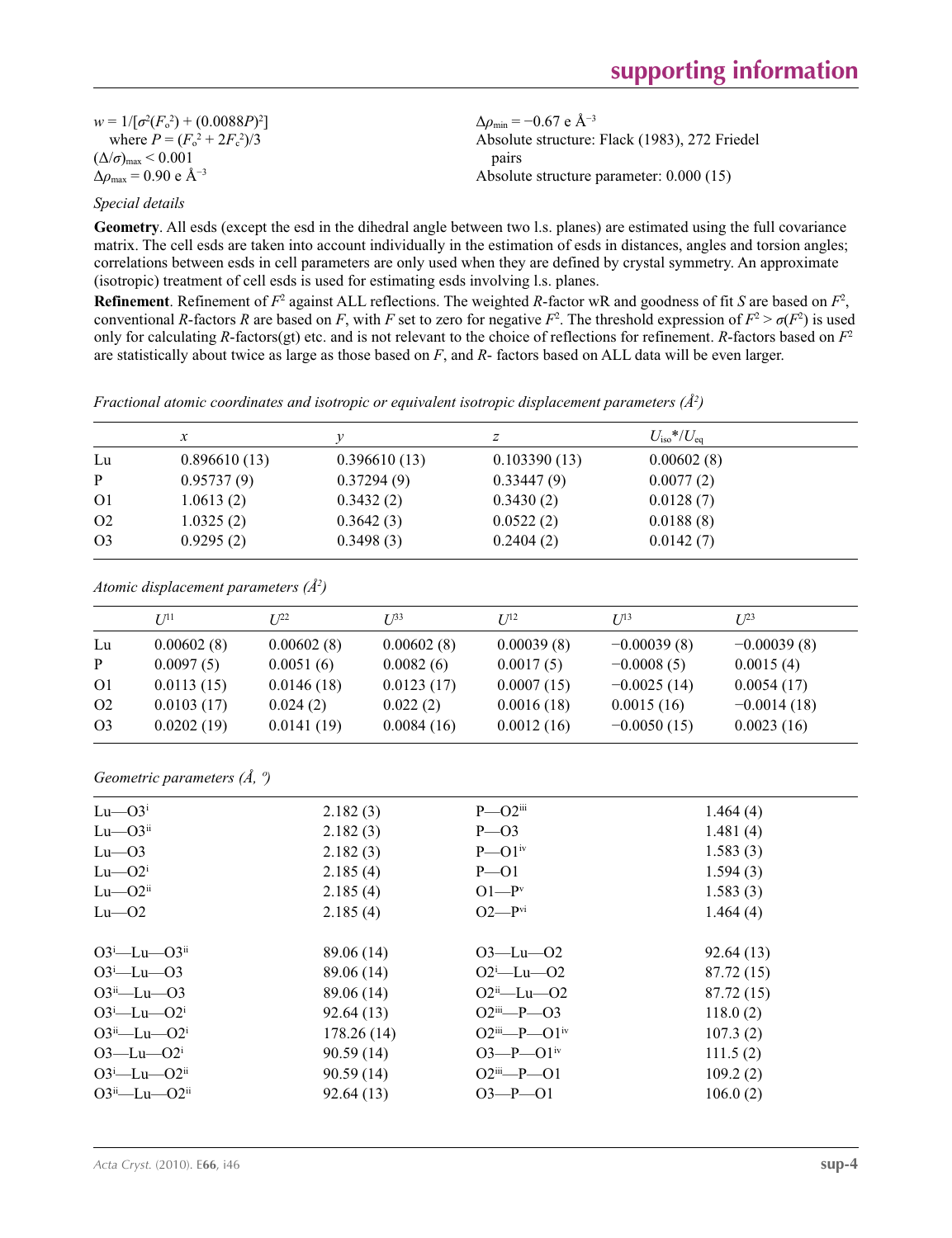$w = 1/[\sigma^2(F_o^2) + (0.0088P)^2]$
where $P = (F_o^2 + 2F_c^2)/3$
$(\Delta/\sigma)_{max} < 0.001$
$\Delta\rho_{max} = 0.90$ e Å$^{-3}$
$\Delta\rho_{min} = -0.67$ e Å$^{-3}$
Absolute structure: Flack (1983), 272 Friedel pairs
Absolute structure parameter: 0.000 (15)

*Special details*

**Geometry**. All esds (except the esd in the dihedral angle between two l.s. planes) are estimated using the full covariance matrix. The cell esds are taken into account individually in the estimation of esds in distances, angles and torsion angles; correlations between esds in cell parameters are only used when they are defined by crystal symmetry. An approximate (isotropic) treatment of cell esds is used for estimating esds involving l.s. planes.

**Refinement**. Refinement of $F^2$ against ALL reflections. The weighted $R$-factor w$R$ and goodness of fit $S$ are based on $F^2$, conventional $R$-factors $R$ are based on $F$, with $F$ set to zero for negative $F^2$. The threshold expression of $F^2 > \sigma(F^2)$ is used only for calculating $R$-factors(gt) etc. and is not relevant to the choice of reflections for refinement. $R$-factors based on $F^2$ are statistically about twice as large as those based on $F$, and $R$- factors based on ALL data will be even larger.

*Fractional atomic coordinates and isotropic or equivalent isotropic displacement parameters (Å$^2$)*

| | $x$ | $y$ | $z$ | $U_{iso}$*/$U_{eq}$ |
|---|---|---|---|---|
| Lu | 0.896610 (13) | 0.396610 (13) | 0.103390 (13) | 0.00602 (8) |
| P | 0.95737 (9) | 0.37294 (9) | 0.33447 (9) | 0.0077 (2) |
| O1 | 1.0613 (2) | 0.3432 (2) | 0.3430 (2) | 0.0128 (7) |
| O2 | 1.0325 (2) | 0.3642 (3) | 0.0522 (2) | 0.0188 (8) |
| O3 | 0.9295 (2) | 0.3498 (3) | 0.2404 (2) | 0.0142 (7) |

*Atomic displacement parameters (Å$^2$)*

| | $U^{11}$ | $U^{22}$ | $U^{33}$ | $U^{12}$ | $U^{13}$ | $U^{23}$ |
|---|---|---|---|---|---|---|
| Lu | 0.00602 (8) | 0.00602 (8) | 0.00602 (8) | 0.00039 (8) | −0.00039 (8) | −0.00039 (8) |
| P | 0.0097 (5) | 0.0051 (6) | 0.0082 (6) | 0.0017 (5) | −0.0008 (5) | 0.0015 (4) |
| O1 | 0.0113 (15) | 0.0146 (18) | 0.0123 (17) | 0.0007 (15) | −0.0025 (14) | 0.0054 (17) |
| O2 | 0.0103 (17) | 0.024 (2) | 0.022 (2) | 0.0016 (18) | 0.0015 (16) | −0.0014 (18) |
| O3 | 0.0202 (19) | 0.0141 (19) | 0.0084 (16) | 0.0012 (16) | −0.0050 (15) | 0.0023 (16) |

*Geometric parameters (Å, º)*

| | | | |
|---|---|---|---|
| Lu—O3$^{i}$ | 2.182 (3) | P—O2$^{iii}$ | 1.464 (4) |
| Lu—O3$^{ii}$ | 2.182 (3) | P—O3 | 1.481 (4) |
| Lu—O3 | 2.182 (3) | P—O1$^{iv}$ | 1.583 (3) |
| Lu—O2$^{i}$ | 2.185 (4) | P—O1 | 1.594 (3) |
| Lu—O2$^{ii}$ | 2.185 (4) | O1—P$^{v}$ | 1.583 (3) |
| Lu—O2 | 2.185 (4) | O2—P$^{vi}$ | 1.464 (4) |
| | | | |
| O3$^{i}$—Lu—O3$^{ii}$ | 89.06 (14) | O3—Lu—O2 | 92.64 (13) |
| O3$^{i}$—Lu—O3 | 89.06 (14) | O2$^{i}$—Lu—O2 | 87.72 (15) |
| O3$^{ii}$—Lu—O3 | 89.06 (14) | O2$^{ii}$—Lu—O2 | 87.72 (15) |
| O3$^{i}$—Lu—O2$^{i}$ | 92.64 (13) | O2$^{iii}$—P—O3 | 118.0 (2) |
| O3$^{ii}$—Lu—O2$^{i}$ | 178.26 (14) | O2$^{iii}$—P—O1$^{iv}$ | 107.3 (2) |
| O3—Lu—O2$^{i}$ | 90.59 (14) | O3—P—O1$^{iv}$ | 111.5 (2) |
| O3$^{i}$—Lu—O2$^{ii}$ | 90.59 (14) | O2$^{iii}$—P—O1 | 109.2 (2) |
| O3$^{ii}$—Lu—O2$^{ii}$ | 92.64 (13) | O3—P—O1 | 106.0 (2) |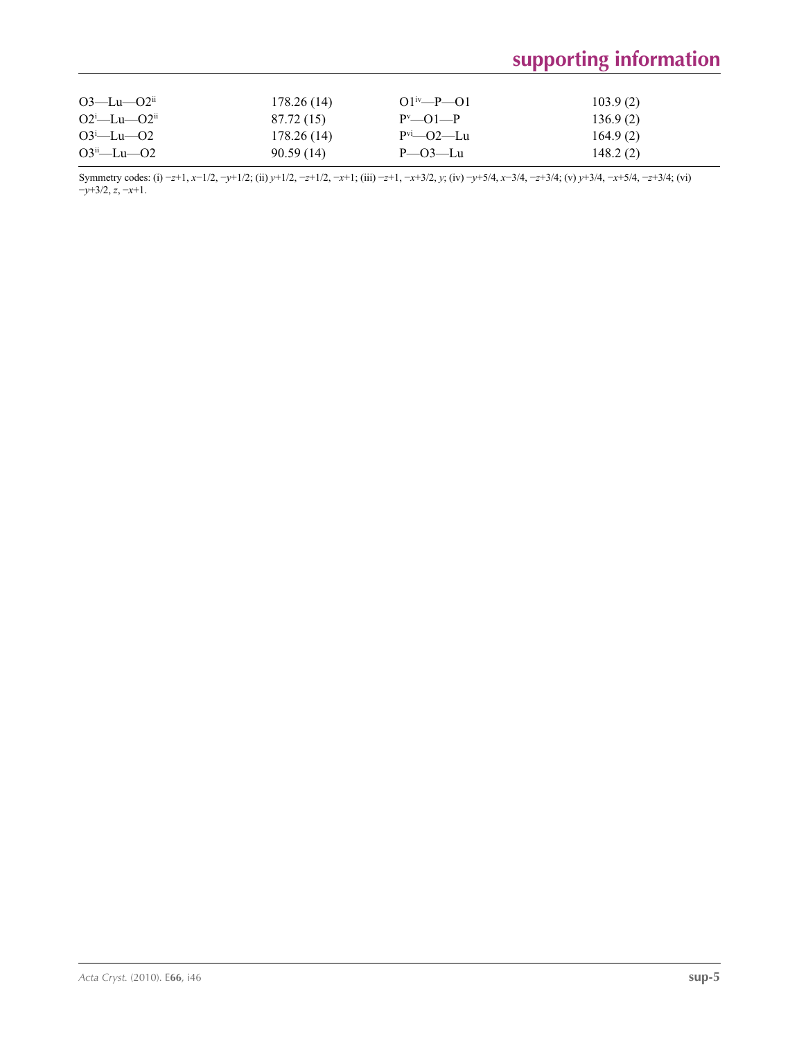| | | | |
|---|---|---|---|
| O3—Lu—O2$^{ii}$ | 178.26 (14) | O1$^{iv}$—P—O1 | 103.9 (2) |
| O2$^{i}$—Lu—O2$^{ii}$ | 87.72 (15) | P$^{v}$—O1—P | 136.9 (2) |
| O3$^{i}$—Lu—O2 | 178.26 (14) | P$^{vi}$—O2—Lu | 164.9 (2) |
| O3$^{ii}$—Lu—O2 | 90.59 (14) | P—O3—Lu | 148.2 (2) |

Symmetry codes: (i) $-z+1$, $x-1/2$, $-y+1/2$; (ii) $y+1/2$, $-z+1/2$, $-x+1$; (iii) $-z+1$, $-x+3/2$, $y$; (iv) $-y+5/4$, $x-3/4$, $-z+3/4$; (v) $y+3/4$, $-x+5/4$, $-z+3/4$; (vi) $-y+3/2$, $z$, $-x+1$.